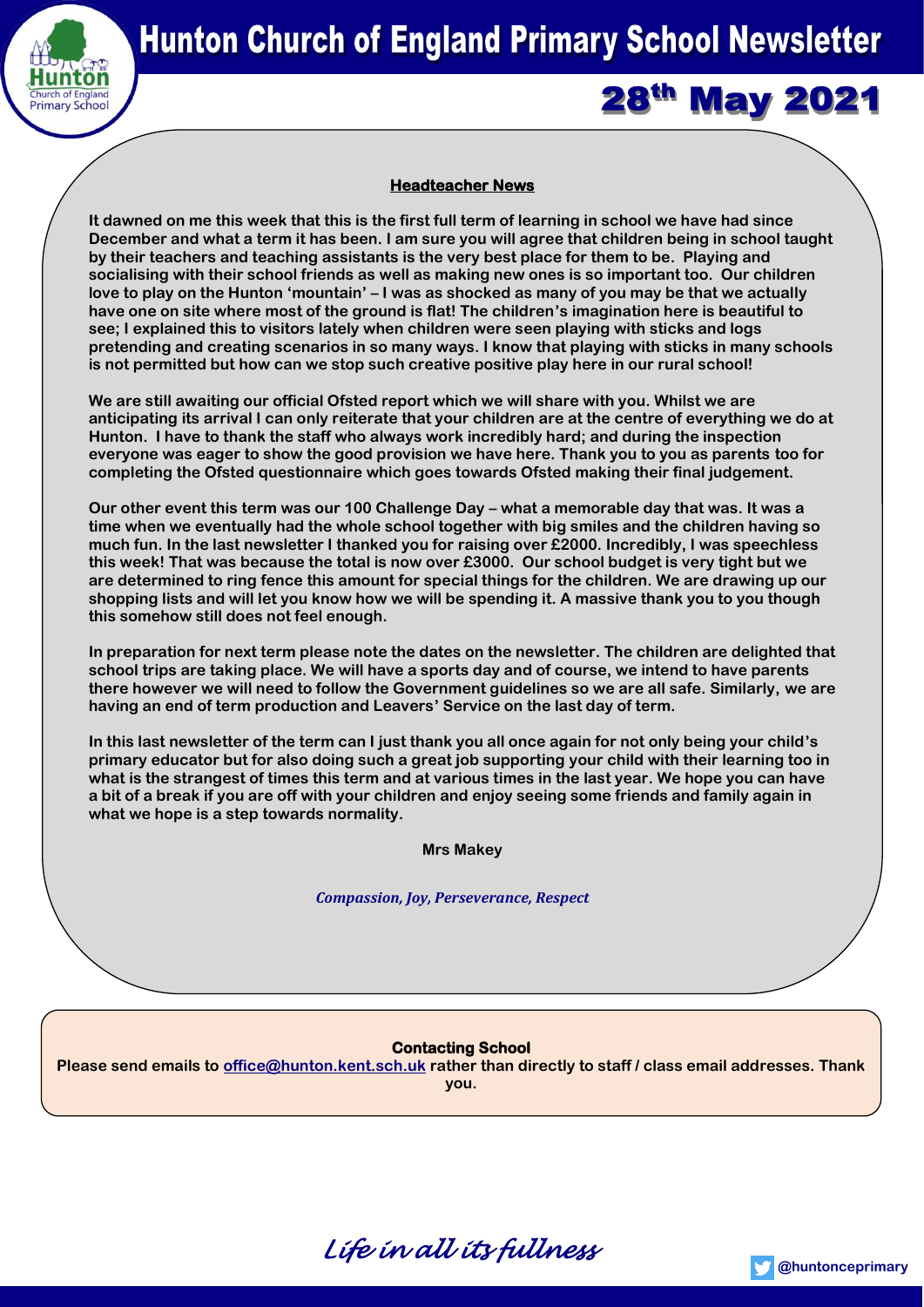# Hunton Church of England Primary School Newsletter

## 28th May 2021

### Headteacher News

**It dawned on me this week that this is the first full term of learning in school we have had since December and what a term it has been. I am sure you will agree that children being in school taught by their teachers and teaching assistants is the very best place for them to be. Playing and socialising with their school friends as well as making new ones is so important too. Our children love to play on the Hunton 'mountain' – I was as shocked as many of you may be that we actually have one on site where most of the ground is flat! The children's imagination here is beautiful to see; I explained this to visitors lately when children were seen playing with sticks and logs pretending and creating scenarios in so many ways. I know that playing with sticks in many schools is not permitted but how can we stop such creative positive play here in our rural school!**

**We are still awaiting our official Ofsted report which we will share with you. Whilst we are anticipating its arrival I can only reiterate that your children are at the centre of everything we do at Hunton. I have to thank the staff who always work incredibly hard; and during the inspection everyone was eager to show the good provision we have here. Thank you to you as parents too for completing the Ofsted questionnaire which goes towards Ofsted making their final judgement.**

**Our other event this term was our 100 Challenge Day – what a memorable day that was. It was a time when we eventually had the whole school together with big smiles and the children having so much fun. In the last newsletter I thanked you for raising over £2000. Incredibly, I was speechless this week! That was because the total is now over £3000. Our school budget is very tight but we are determined to ring fence this amount for special things for the children. We are drawing up our shopping lists and will let you know how we will be spending it. A massive thank you to you though this somehow still does not feel enough.**

**In preparation for next term please note the dates on the newsletter. The children are delighted that school trips are taking place. We will have a sports day and of course, we intend to have parents there however we will need to follow the Government guidelines so we are all safe. Similarly, we are having an end of term production and Leavers' Service on the last day of term.**

**In this last newsletter of the term can I just thank you all once again for not only being your child's primary educator but for also doing such a great job supporting your child with their learning too in what is the strangest of times this term and at various times in the last year. We hope you can have a bit of a break if you are off with your children and enjoy seeing some friends and family again in what we hope is a step towards normality.**

**Mrs Makey**

***Compassion, Joy, Perseverance, Respect***

### Contacting School

**Please send emails to office@hunton.kent.sch.uk rather than directly to staff / class email addresses. Thank you.**

*Life in all its fullness*

@huntonceprimary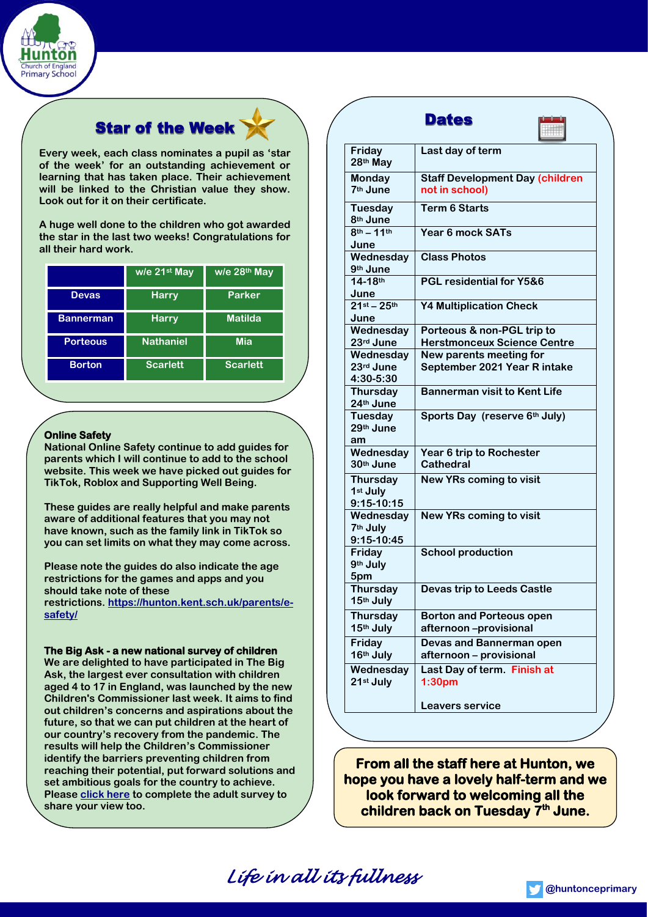## Star of the Week

Every week, each class nominates a pupil as 'star of the week' for an outstanding achievement or learning that has taken place. Their achievement will be linked to the Christian value they show. Look out for it on their certificate.

A huge well done to the children who got awarded the star in the last two weeks! Congratulations for all their hard work.

| | w/e 21st May | w/e 28th May |
|---|---|---|
| Devas | Harry | Parker |
| Bannerman | Harry | Matilda |
| Porteous | Nathaniel | Mia |
| Borton | Scarlett | Scarlett |

**Online Safety**

National Online Safety continue to add guides for parents which I will continue to add to the school website. This week we have picked out guides for TikTok, Roblox and Supporting Well Being.

These guides are really helpful and make parents aware of additional features that you may not have known, such as the family link in TikTok so you can set limits on what they may come across.

Please note the guides do also indicate the age restrictions for the games and apps and you should take note of these restrictions. https://hunton.kent.sch.uk/parents/e-safety/

**The Big Ask - a new national survey of children**

We are delighted to have participated in The Big Ask, the largest ever consultation with children aged 4 to 17 in England, was launched by the new Children's Commissioner last week. It aims to find out children's concerns and aspirations about the future, so that we can put children at the heart of our country's recovery from the pandemic. The results will help the Children's Commissioner identify the barriers preventing children from reaching their potential, put forward solutions and set ambitious goals for the country to achieve. Please click here to complete the adult survey to share your view too.

## Dates

| Date | Event |
|---|---|
| Friday 28th May | Last day of term |
| Monday 7th June | Staff Development Day (children not in school) |
| Tuesday 8th June | Term 6 Starts |
| 8th – 11th June | Year 6 mock SATs |
| Wednesday 9th June | Class Photos |
| 14-18th June | PGL residential for Y5&6 |
| 21st – 25th June | Y4 Multiplication Check |
| Wednesday 23rd June | Porteous & non-PGL trip to Herstmonceux Science Centre |
| Wednesday 23rd June 4:30-5:30 | New parents meeting for September 2021 Year R intake |
| Thursday 24th June | Bannerman visit to Kent Life |
| Tuesday 29th June am | Sports Day (reserve 6th July) |
| Wednesday 30th June | Year 6 trip to Rochester Cathedral |
| Thursday 1st July 9:15-10:15 | New YRs coming to visit |
| Wednesday 7th July 9:15-10:45 | New YRs coming to visit |
| Friday 9th July 5pm | School production |
| Thursday 15th July | Devas trip to Leeds Castle |
| Thursday 15th July | Borton and Porteous open afternoon –provisional |
| Friday 16th July | Devas and Bannerman open afternoon – provisional |
| Wednesday 21st July | Last Day of term. Finish at 1:30pm<br><br>Leavers service |

**From all the staff here at Hunton, we hope you have a lovely half-term and we look forward to welcoming all the children back on Tuesday 7th June.**

*Life in all its fullness*

@huntonceprimary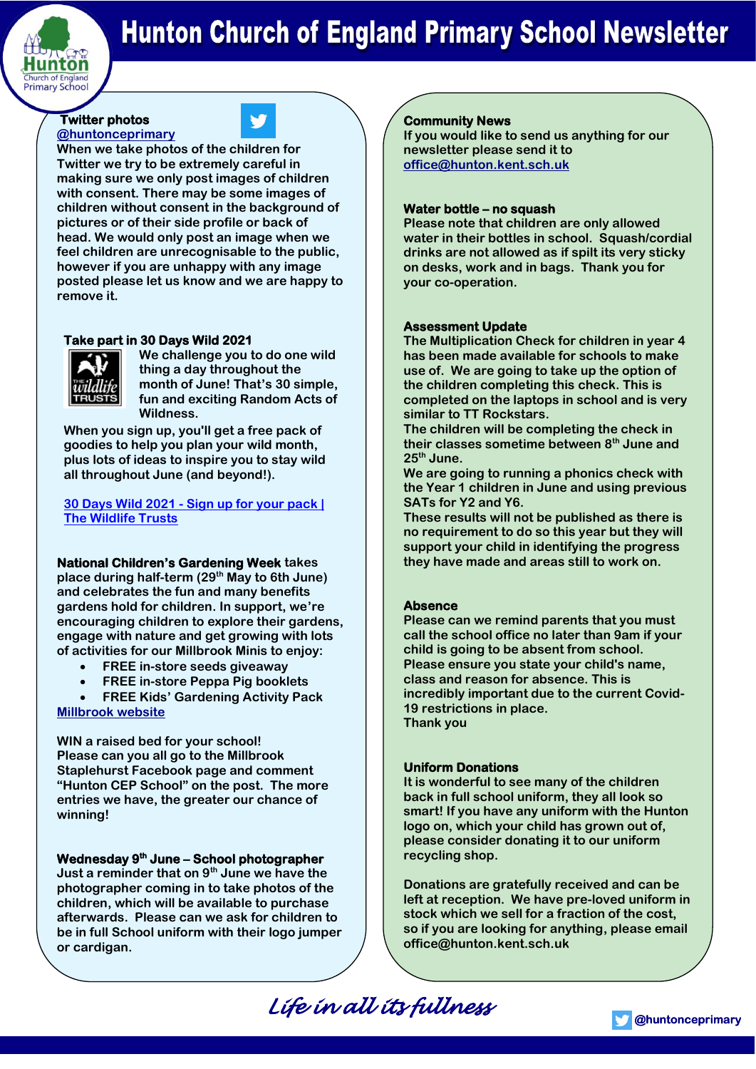# Hunton Church of England Primary School Newsletter

### Twitter photos

@huntonceprimary

When we take photos of the children for Twitter we try to be extremely careful in making sure we only post images of children with consent. There may be some images of children without consent in the background of pictures or of their side profile or back of head. We would only post an image when we feel children are unrecognisable to the public, however if you are unhappy with any image posted please let us know and we are happy to remove it.

### Take part in 30 Days Wild 2021

We challenge you to do one wild thing a day throughout the month of June! That's 30 simple, fun and exciting Random Acts of Wildness.

When you sign up, you'll get a free pack of goodies to help you plan your wild month, plus lots of ideas to inspire you to stay wild all throughout June (and beyond!).

30 Days Wild 2021 - Sign up for your pack | The Wildlife Trusts

**National Children's Gardening Week** takes place during half-term (29th May to 6th June) and celebrates the fun and many benefits gardens hold for children. In support, we're encouraging children to explore their gardens, engage with nature and get growing with lots of activities for our Millbrook Minis to enjoy:

- FREE in-store seeds giveaway
- FREE in-store Peppa Pig booklets
- FREE Kids' Gardening Activity Pack

Millbrook website

WIN a raised bed for your school!
Please can you all go to the Millbrook Staplehurst Facebook page and comment "Hunton CEP School" on the post. The more entries we have, the greater our chance of winning!

### Wednesday 9th June – School photographer

Just a reminder that on 9th June we have the photographer coming in to take photos of the children, which will be available to purchase afterwards. Please can we ask for children to be in full School uniform with their logo jumper or cardigan.

### Community News

If you would like to send us anything for our newsletter please send it to office@hunton.kent.sch.uk

### Water bottle – no squash

Please note that children are only allowed water in their bottles in school. Squash/cordial drinks are not allowed as if spilt its very sticky on desks, work and in bags. Thank you for your co-operation.

### Assessment Update

The Multiplication Check for children in year 4 has been made available for schools to make use of. We are going to take up the option of the children completing this check. This is completed on the laptops in school and is very similar to TT Rockstars.
The children will be completing the check in their classes sometime between 8th June and 25th June.
We are going to running a phonics check with the Year 1 children in June and using previous SATs for Y2 and Y6.
These results will not be published as there is no requirement to do so this year but they will support your child in identifying the progress they have made and areas still to work on.

### Absence

Please can we remind parents that you must call the school office no later than 9am if your child is going to be absent from school.
Please ensure you state your child's name, class and reason for absence. This is incredibly important due to the current Covid-19 restrictions in place.
Thank you

### Uniform Donations

It is wonderful to see many of the children back in full school uniform, they all look so smart! If you have any uniform with the Hunton logo on, which your child has grown out of, please consider donating it to our uniform recycling shop.

Donations are gratefully received and can be left at reception. We have pre-loved uniform in stock which we sell for a fraction of the cost, so if you are looking for anything, please email office@hunton.kent.sch.uk

*Life in all its fullness*

@huntonceprimary